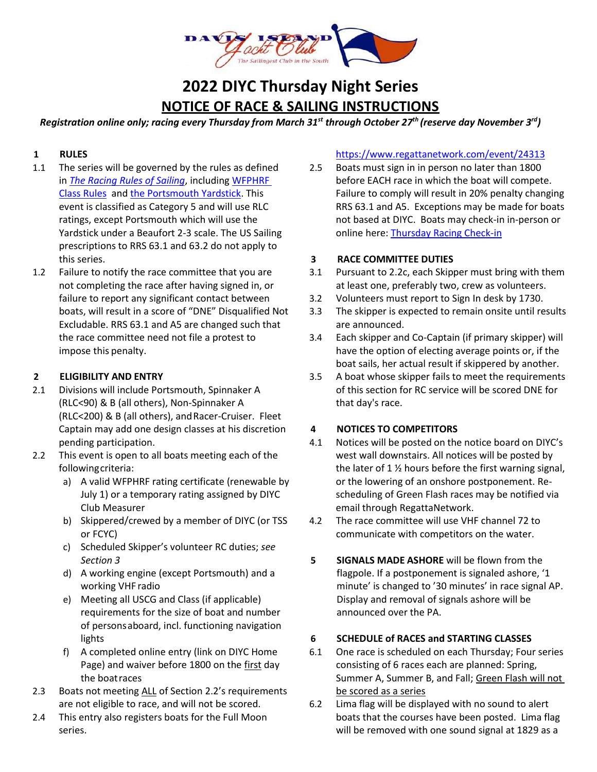# 2022 DIYC Thursday Night Series

## NOTICE OF RACE & SAILING INSTRUCTIONS

***Registration online only; racing every Thursday from March 31st through October 27th (reserve day November 3rd)***

### 1 RULES

1.1 The series will be governed by the rules as defined in *The Racing Rules of Sailing*, including WFPHRF Class Rules and the Portsmouth Yardstick. This event is classified as Category 5 and will use RLC ratings, except Portsmouth which will use the Yardstick under a Beaufort 2-3 scale. The US Sailing prescriptions to RRS 63.1 and 63.2 do not apply to this series.

1.2 Failure to notify the race committee that you are not completing the race after having signed in, or failure to report any significant contact between boats, will result in a score of "DNE" Disqualified Not Excludable. RRS 63.1 and A5 are changed such that the race committee need not file a protest to impose this penalty.

### 2 ELIGIBILITY AND ENTRY

2.1 Divisions will include Portsmouth, Spinnaker A (RLC<90) & B (all others), Non-Spinnaker A (RLC<200) & B (all others), and Racer-Cruiser. Fleet Captain may add one design classes at his discretion pending participation.

2.2 This event is open to all boats meeting each of the following criteria:

- a) A valid WFPHRF rating certificate (renewable by July 1) or a temporary rating assigned by DIYC Club Measurer
- b) Skippered/crewed by a member of DIYC (or TSS or FCYC)
- c) Scheduled Skipper's volunteer RC duties; *see Section 3*
- d) A working engine (except Portsmouth) and a working VHF radio
- e) Meeting all USCG and Class (if applicable) requirements for the size of boat and number of persons aboard, incl. functioning navigation lights
- f) A completed online entry (link on DIYC Home Page) and waiver before 1800 on the first day the boat races

2.3 Boats not meeting ALL of Section 2.2's requirements are not eligible to race, and will not be scored.

2.4 This entry also registers boats for the Full Moon series. https://www.regattanetwork.com/event/24313

2.5 Boats must sign in in person no later than 1800 before EACH race in which the boat will compete. Failure to comply will result in 20% penalty changing RRS 63.1 and A5. Exceptions may be made for boats not based at DIYC. Boats may check-in in-person or online here: Thursday Racing Check-in

### 3 RACE COMMITTEE DUTIES

3.1 Pursuant to 2.2c, each Skipper must bring with them at least one, preferably two, crew as volunteers.

3.2 Volunteers must report to Sign In desk by 1730.

3.3 The skipper is expected to remain onsite until results are announced.

3.4 Each skipper and Co-Captain (if primary skipper) will have the option of electing average points or, if the boat sails, her actual result if skippered by another.

3.5 A boat whose skipper fails to meet the requirements of this section for RC service will be scored DNE for that day's race.

### 4 NOTICES TO COMPETITORS

4.1 Notices will be posted on the notice board on DIYC's west wall downstairs. All notices will be posted by the later of 1 ½ hours before the first warning signal, or the lowering of an onshore postponement. Re-scheduling of Green Flash races may be notified via email through RegattaNetwork.

4.2 The race committee will use VHF channel 72 to communicate with competitors on the water.

### 5 SIGNALS MADE ASHORE

**SIGNALS MADE ASHORE** will be flown from the flagpole. If a postponement is signaled ashore, '1 minute' is changed to '30 minutes' in race signal AP. Display and removal of signals ashore will be announced over the PA.

### 6 SCHEDULE of RACES and STARTING CLASSES

6.1 One race is scheduled on each Thursday; Four series consisting of 6 races each are planned: Spring, Summer A, Summer B, and Fall; Green Flash will not be scored as a series

6.2 Lima flag will be displayed with no sound to alert boats that the courses have been posted. Lima flag will be removed with one sound signal at 1829 as a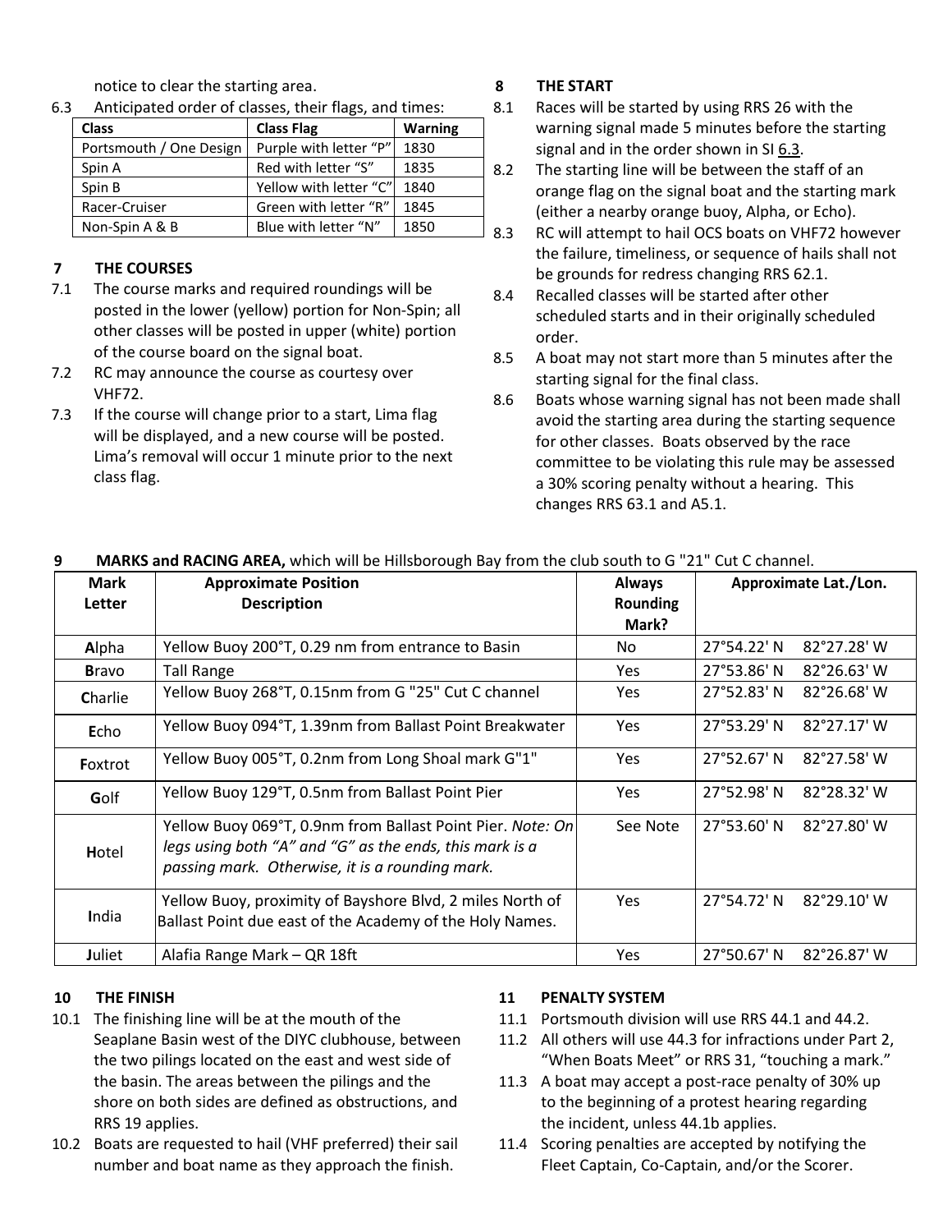notice to clear the starting area.

6.3 Anticipated order of classes, their flags, and times:

| Class | Class Flag | Warning |
|---|---|---|
| Portsmouth / One Design | Purple with letter "P" | 1830 |
| Spin A | Red with letter "S" | 1835 |
| Spin B | Yellow with letter "C" | 1840 |
| Racer-Cruiser | Green with letter "R" | 1845 |
| Non-Spin A & B | Blue with letter "N" | 1850 |

## 7 THE COURSES

7.1 The course marks and required roundings will be posted in the lower (yellow) portion for Non-Spin; all other classes will be posted in upper (white) portion of the course board on the signal boat.

7.2 RC may announce the course as courtesy over VHF72.

7.3 If the course will change prior to a start, Lima flag will be displayed, and a new course will be posted. Lima's removal will occur 1 minute prior to the next class flag.

## 8 THE START

8.1 Races will be started by using RRS 26 with the warning signal made 5 minutes before the starting signal and in the order shown in SI 6.3.

8.2 The starting line will be between the staff of an orange flag on the signal boat and the starting mark (either a nearby orange buoy, Alpha, or Echo).

8.3 RC will attempt to hail OCS boats on VHF72 however the failure, timeliness, or sequence of hails shall not be grounds for redress changing RRS 62.1.

8.4 Recalled classes will be started after other scheduled starts and in their originally scheduled order.

8.5 A boat may not start more than 5 minutes after the starting signal for the final class.

8.6 Boats whose warning signal has not been made shall avoid the starting area during the starting sequence for other classes. Boats observed by the race committee to be violating this rule may be assessed a 30% scoring penalty without a hearing. This changes RRS 63.1 and A5.1.

## 9 MARKS and RACING AREA, which will be Hillsborough Bay from the club south to G "21" Cut C channel.

| Mark Letter | Approximate Position Description | Always Rounding Mark? | Approximate Lat./Lon. | |
|---|---|---|---|---|
| **A**lpha | Yellow Buoy 200°T, 0.29 nm from entrance to Basin | No | 27°54.22' N | 82°27.28' W |
| **B**ravo | Tall Range | Yes | 27°53.86' N | 82°26.63' W |
| **C**harlie | Yellow Buoy 268°T, 0.15nm from G "25" Cut C channel | Yes | 27°52.83' N | 82°26.68' W |
| **E**cho | Yellow Buoy 094°T, 1.39nm from Ballast Point Breakwater | Yes | 27°53.29' N | 82°27.17' W |
| **F**oxtrot | Yellow Buoy 005°T, 0.2nm from Long Shoal mark G"1" | Yes | 27°52.67' N | 82°27.58' W |
| **G**olf | Yellow Buoy 129°T, 0.5nm from Ballast Point Pier | Yes | 27°52.98' N | 82°28.32' W |
| **H**otel | Yellow Buoy 069°T, 0.9nm from Ballast Point Pier. *Note: On legs using both "A" and "G" as the ends, this mark is a passing mark. Otherwise, it is a rounding mark.* | See Note | 27°53.60' N | 82°27.80' W |
| **I**ndia | Yellow Buoy, proximity of Bayshore Blvd, 2 miles North of Ballast Point due east of the Academy of the Holy Names. | Yes | 27°54.72' N | 82°29.10' W |
| **J**uliet | Alafia Range Mark – QR 18ft | Yes | 27°50.67' N | 82°26.87' W |

## 10 THE FINISH

10.1 The finishing line will be at the mouth of the Seaplane Basin west of the DIYC clubhouse, between the two pilings located on the east and west side of the basin. The areas between the pilings and the shore on both sides are defined as obstructions, and RRS 19 applies.

10.2 Boats are requested to hail (VHF preferred) their sail number and boat name as they approach the finish.

## 11 PENALTY SYSTEM

11.1 Portsmouth division will use RRS 44.1 and 44.2.

11.2 All others will use 44.3 for infractions under Part 2, "When Boats Meet" or RRS 31, "touching a mark."

11.3 A boat may accept a post-race penalty of 30% up to the beginning of a protest hearing regarding the incident, unless 44.1b applies.

11.4 Scoring penalties are accepted by notifying the Fleet Captain, Co-Captain, and/or the Scorer.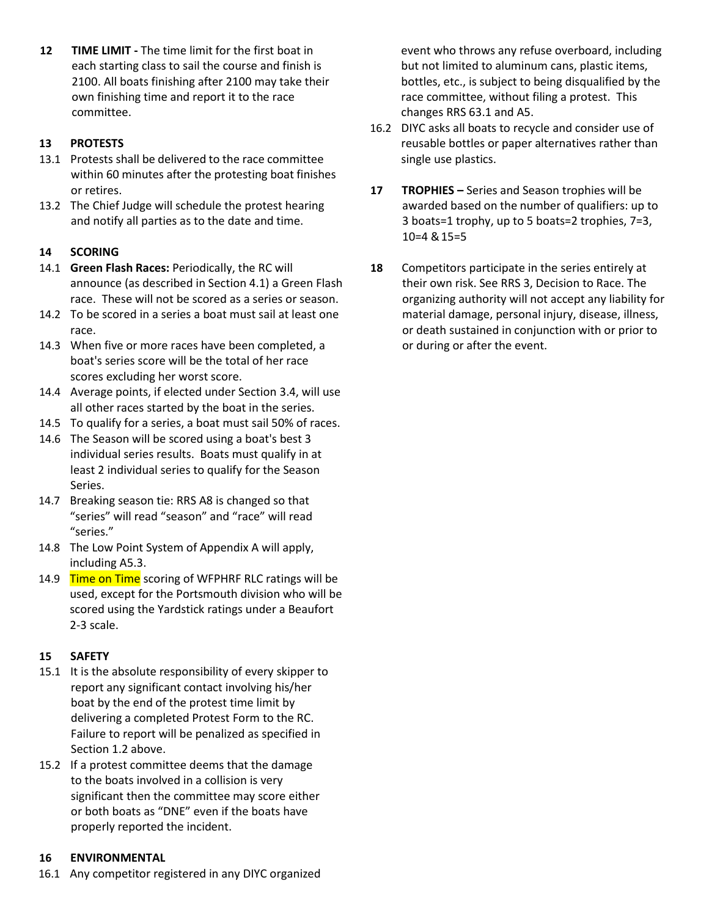**12 TIME LIMIT -** The time limit for the first boat in each starting class to sail the course and finish is 2100. All boats finishing after 2100 may take their own finishing time and report it to the race committee.

**13 PROTESTS**

13.1 Protests shall be delivered to the race committee within 60 minutes after the protesting boat finishes or retires.

13.2 The Chief Judge will schedule the protest hearing and notify all parties as to the date and time.

**14 SCORING**

14.1 **Green Flash Races:** Periodically, the RC will announce (as described in Section 4.1) a Green Flash race. These will not be scored as a series or season.

14.2 To be scored in a series a boat must sail at least one race.

14.3 When five or more races have been completed, a boat's series score will be the total of her race scores excluding her worst score.

14.4 Average points, if elected under Section 3.4, will use all other races started by the boat in the series.

14.5 To qualify for a series, a boat must sail 50% of races.

14.6 The Season will be scored using a boat's best 3 individual series results. Boats must qualify in at least 2 individual series to qualify for the Season Series.

14.7 Breaking season tie: RRS A8 is changed so that "series" will read "season" and "race" will read "series."

14.8 The Low Point System of Appendix A will apply, including A5.3.

14.9 Time on Time scoring of WFPHRF RLC ratings will be used, except for the Portsmouth division who will be scored using the Yardstick ratings under a Beaufort 2-3 scale.

**15 SAFETY**

15.1 It is the absolute responsibility of every skipper to report any significant contact involving his/her boat by the end of the protest time limit by delivering a completed Protest Form to the RC. Failure to report will be penalized as specified in Section 1.2 above.

15.2 If a protest committee deems that the damage to the boats involved in a collision is very significant then the committee may score either or both boats as "DNE" even if the boats have properly reported the incident.

**16 ENVIRONMENTAL**

16.1 Any competitor registered in any DIYC organized event who throws any refuse overboard, including but not limited to aluminum cans, plastic items, bottles, etc., is subject to being disqualified by the race committee, without filing a protest. This changes RRS 63.1 and A5.

16.2 DIYC asks all boats to recycle and consider use of reusable bottles or paper alternatives rather than single use plastics.

**17 TROPHIES –** Series and Season trophies will be awarded based on the number of qualifiers: up to 3 boats=1 trophy, up to 5 boats=2 trophies, 7=3, 10=4 & 15=5

**18** Competitors participate in the series entirely at their own risk. See RRS 3, Decision to Race. The organizing authority will not accept any liability for material damage, personal injury, disease, illness, or death sustained in conjunction with or prior to or during or after the event.